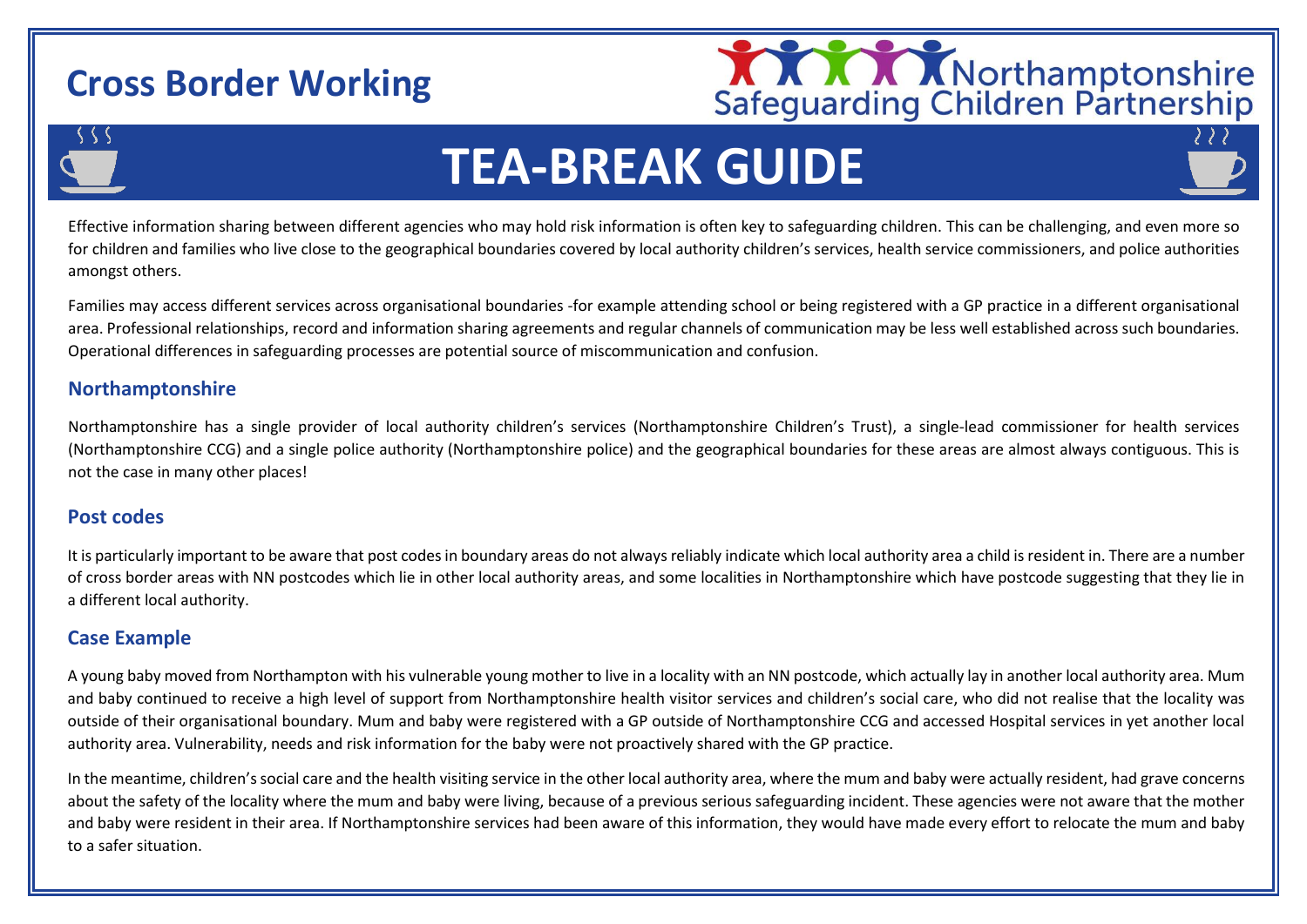# Cross Border Working

Northamptonshire Safeguarding Children Partnership

# TEA-BREAK GUIDE

Effective information sharing between different agencies who may hold risk information is often key to safeguarding children. This can be challenging, and even more so for children and families who live close to the geographical boundaries covered by local authority children's services, health service commissioners, and police authorities amongst others.

Families may access different services across organisational boundaries -for example attending school or being registered with a GP practice in a different organisational area. Professional relationships, record and information sharing agreements and regular channels of communication may be less well established across such boundaries. Operational differences in safeguarding processes are potential source of miscommunication and confusion.

## Northamptonshire

Northamptonshire has a single provider of local authority children's services (Northamptonshire Children's Trust), a single-lead commissioner for health services (Northamptonshire CCG) and a single police authority (Northamptonshire police) and the geographical boundaries for these areas are almost always contiguous. This is not the case in many other places!

## Post codes

It is particularly important to be aware that post codes in boundary areas do not always reliably indicate which local authority area a child is resident in. There are a number of cross border areas with NN postcodes which lie in other local authority areas, and some localities in Northamptonshire which have postcode suggesting that they lie in a different local authority.

## Case Example

A young baby moved from Northampton with his vulnerable young mother to live in a locality with an NN postcode, which actually lay in another local authority area. Mum and baby continued to receive a high level of support from Northamptonshire health visitor services and children's social care, who did not realise that the locality was outside of their organisational boundary. Mum and baby were registered with a GP outside of Northamptonshire CCG and accessed Hospital services in yet another local authority area. Vulnerability, needs and risk information for the baby were not proactively shared with the GP practice.

In the meantime, children's social care and the health visiting service in the other local authority area, where the mum and baby were actually resident, had grave concerns about the safety of the locality where the mum and baby were living, because of a previous serious safeguarding incident. These agencies were not aware that the mother and baby were resident in their area. If Northamptonshire services had been aware of this information, they would have made every effort to relocate the mum and baby to a safer situation.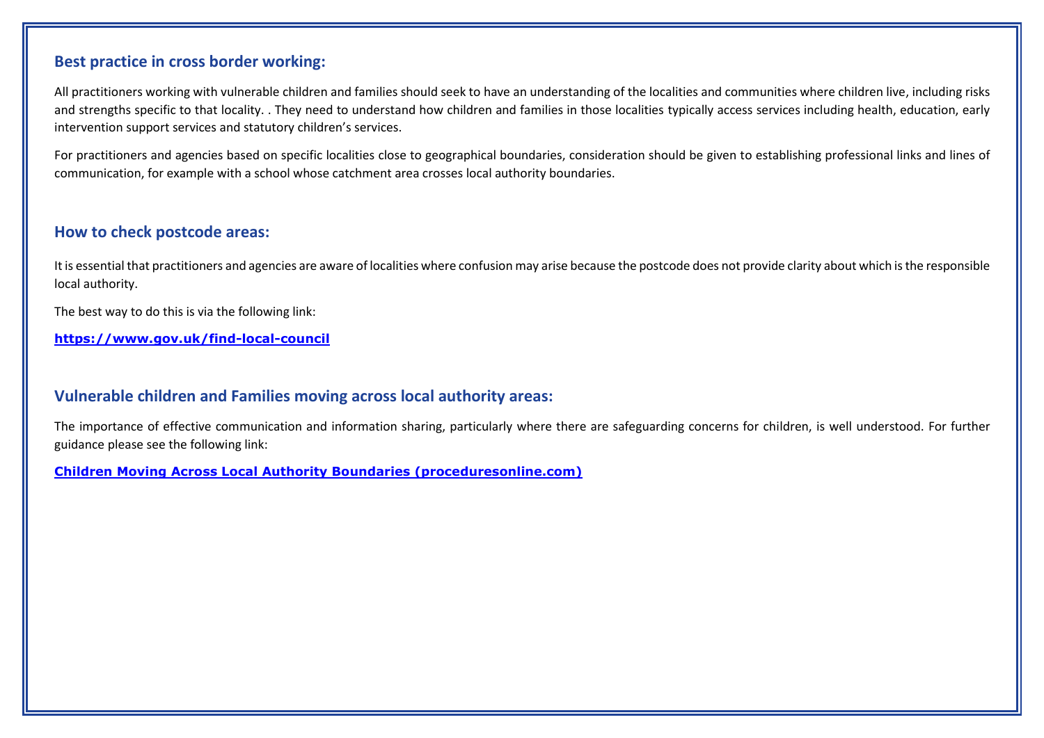## Best practice in cross border working:

All practitioners working with vulnerable children and families should seek to have an understanding of the localities and communities where children live, including risks and strengths specific to that locality. . They need to understand how children and families in those localities typically access services including health, education, early intervention support services and statutory children's services.

For practitioners and agencies based on specific localities close to geographical boundaries, consideration should be given to establishing professional links and lines of communication, for example with a school whose catchment area crosses local authority boundaries.

## How to check postcode areas:

It is essential that practitioners and agencies are aware of localities where confusion may arise because the postcode does not provide clarity about which is the responsible local authority.

The best way to do this is via the following link:

**https://www.gov.uk/find-local-council**

## Vulnerable children and Families moving across local authority areas:

The importance of effective communication and information sharing, particularly where there are safeguarding concerns for children, is well understood. For further guidance please see the following link:

**Children Moving Across Local Authority Boundaries (proceduresonline.com)**